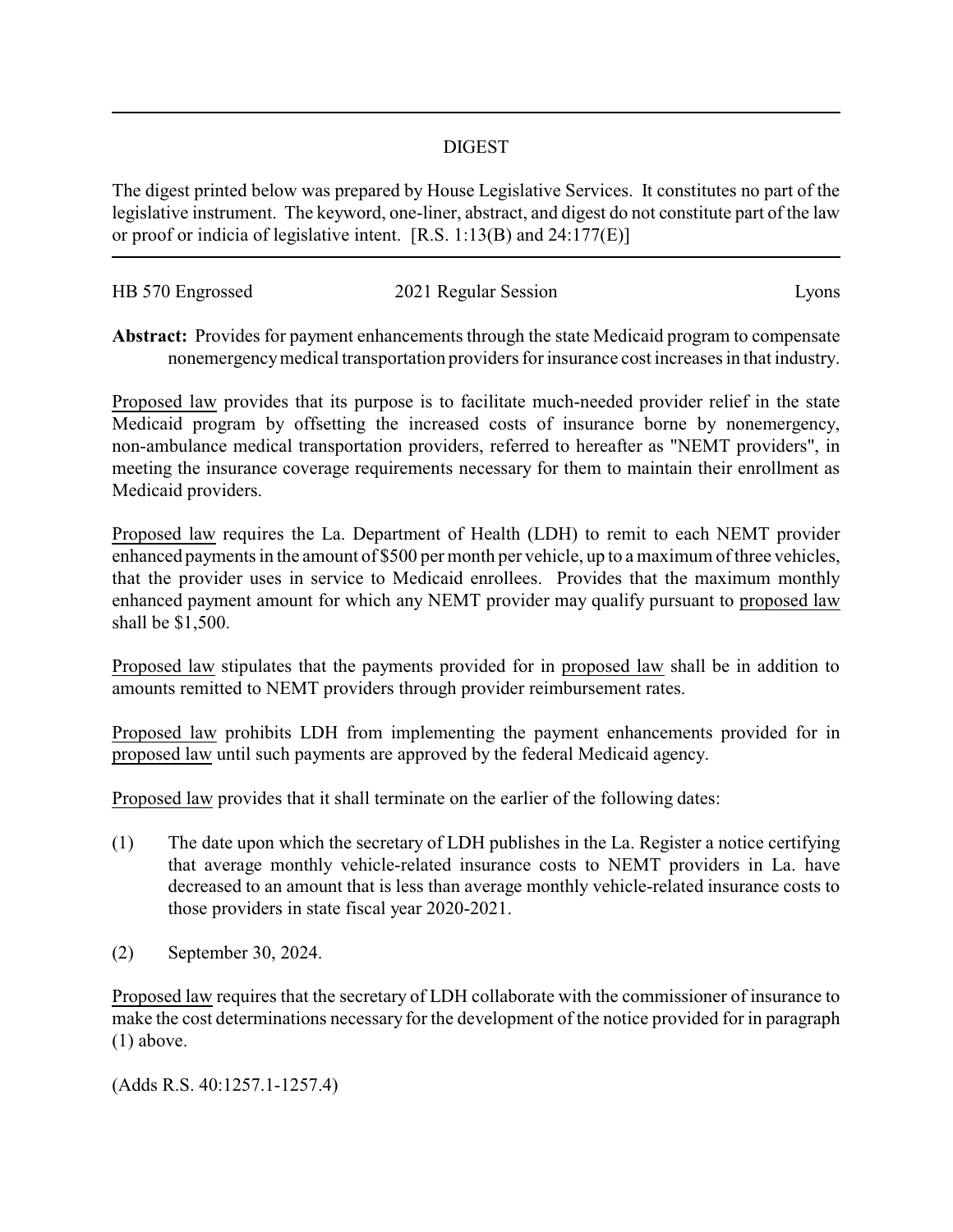# DIGEST

The digest printed below was prepared by House Legislative Services. It constitutes no part of the legislative instrument. The keyword, one-liner, abstract, and digest do not constitute part of the law or proof or indicia of legislative intent. [R.S. 1:13(B) and 24:177(E)]

---

HB 570 Engrossed | 2021 Regular Session | Lyons

**Abstract:** Provides for payment enhancements through the state Medicaid program to compensate nonemergency medical transportation providers for insurance cost increases in that industry.

Proposed law provides that its purpose is to facilitate much-needed provider relief in the state Medicaid program by offsetting the increased costs of insurance borne by nonemergency, non-ambulance medical transportation providers, referred to hereafter as "NEMT providers", in meeting the insurance coverage requirements necessary for them to maintain their enrollment as Medicaid providers.

Proposed law requires the La. Department of Health (LDH) to remit to each NEMT provider enhanced payments in the amount of $500 per month per vehicle, up to a maximum of three vehicles, that the provider uses in service to Medicaid enrollees. Provides that the maximum monthly enhanced payment amount for which any NEMT provider may qualify pursuant to proposed law shall be $1,500.

Proposed law stipulates that the payments provided for in proposed law shall be in addition to amounts remitted to NEMT providers through provider reimbursement rates.

Proposed law prohibits LDH from implementing the payment enhancements provided for in proposed law until such payments are approved by the federal Medicaid agency.

Proposed law provides that it shall terminate on the earlier of the following dates:

(1) The date upon which the secretary of LDH publishes in the La. Register a notice certifying that average monthly vehicle-related insurance costs to NEMT providers in La. have decreased to an amount that is less than average monthly vehicle-related insurance costs to those providers in state fiscal year 2020-2021.

(2) September 30, 2024.

Proposed law requires that the secretary of LDH collaborate with the commissioner of insurance to make the cost determinations necessary for the development of the notice provided for in paragraph (1) above.

(Adds R.S. 40:1257.1-1257.4)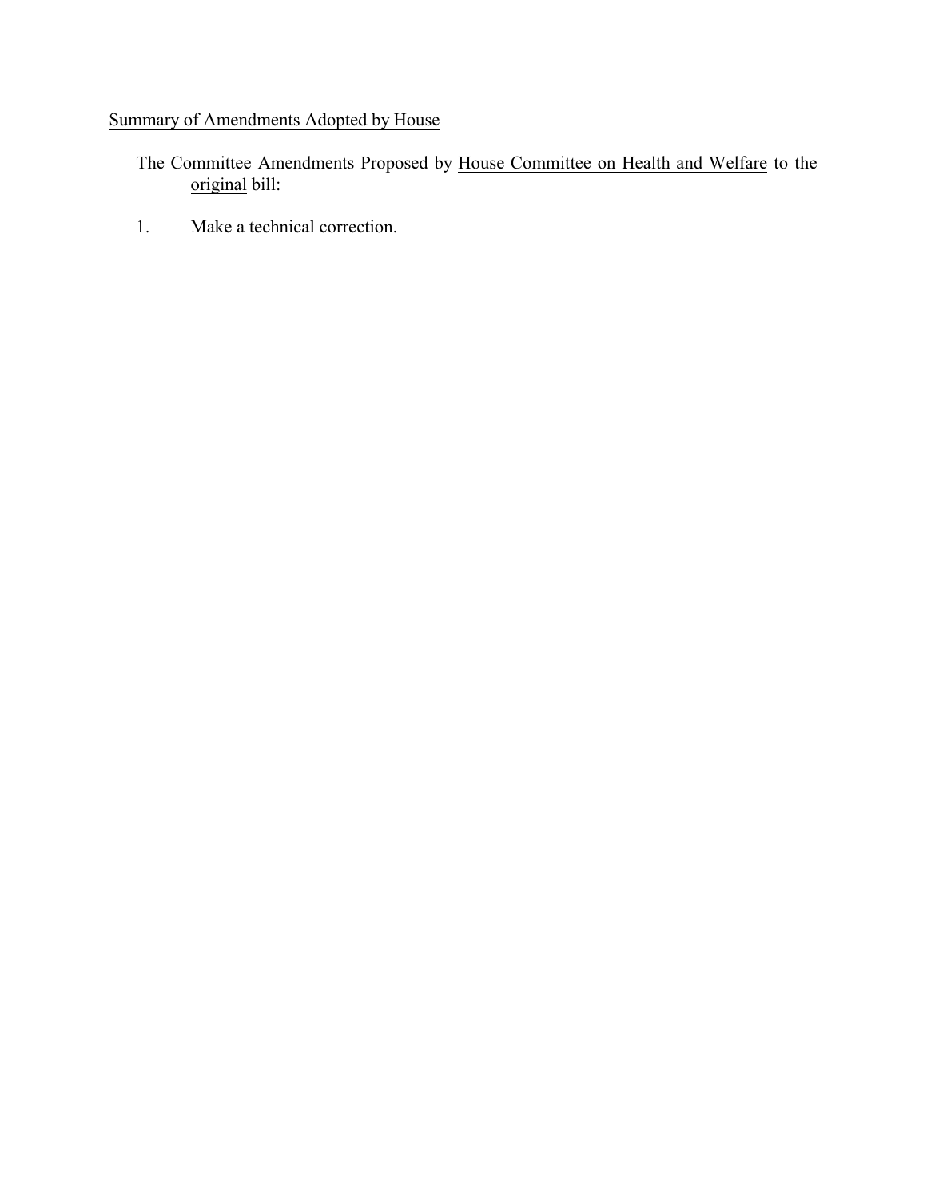Summary of Amendments Adopted by House

The Committee Amendments Proposed by House Committee on Health and Welfare to the original bill:

1. Make a technical correction.